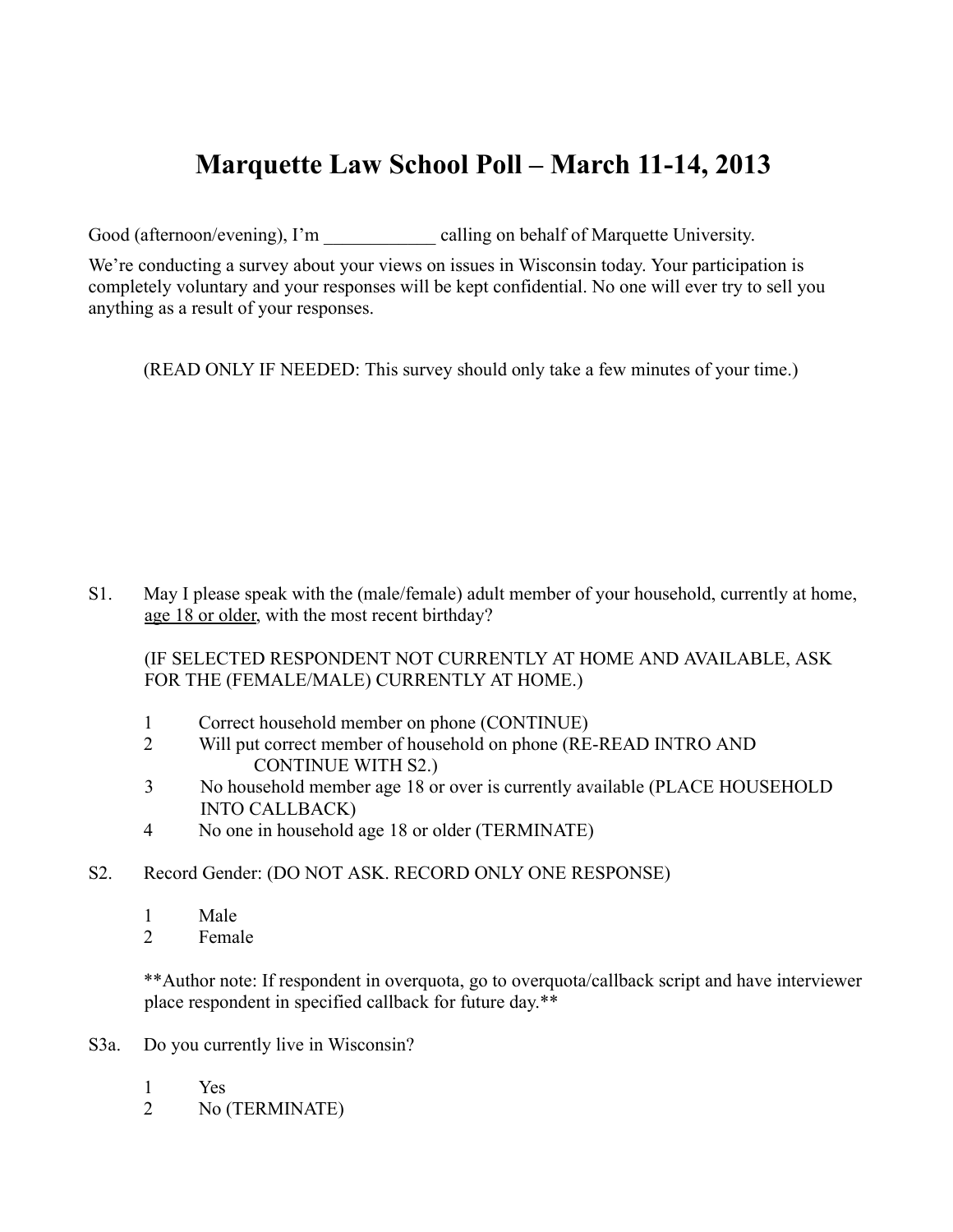# Marquette Law School Poll – March 11-14, 2013

Good (afternoon/evening), I'm ____________ calling on behalf of Marquette University.

We're conducting a survey about your views on issues in Wisconsin today. Your participation is completely voluntary and your responses will be kept confidential. No one will ever try to sell you anything as a result of your responses.

(READ ONLY IF NEEDED: This survey should only take a few minutes of your time.)

S1. May I please speak with the (male/female) adult member of your household, currently at home, <u>age 18 or older</u>, with the most recent birthday?

(IF SELECTED RESPONDENT NOT CURRENTLY AT HOME AND AVAILABLE, ASK FOR THE (FEMALE/MALE) CURRENTLY AT HOME.)

1 Correct household member on phone (CONTINUE)
2 Will put correct member of household on phone (RE-READ INTRO AND CONTINUE WITH S2.)
3 No household member age 18 or over is currently available (PLACE HOUSEHOLD INTO CALLBACK)
4 No one in household age 18 or older (TERMINATE)

S2. Record Gender: (DO NOT ASK. RECORD ONLY ONE RESPONSE)

1 Male
2 Female

**Author note: If respondent in overquota, go to overquota/callback script and have interviewer place respondent in specified callback for future day.**

S3a. Do you currently live in Wisconsin?

1 Yes
2 No (TERMINATE)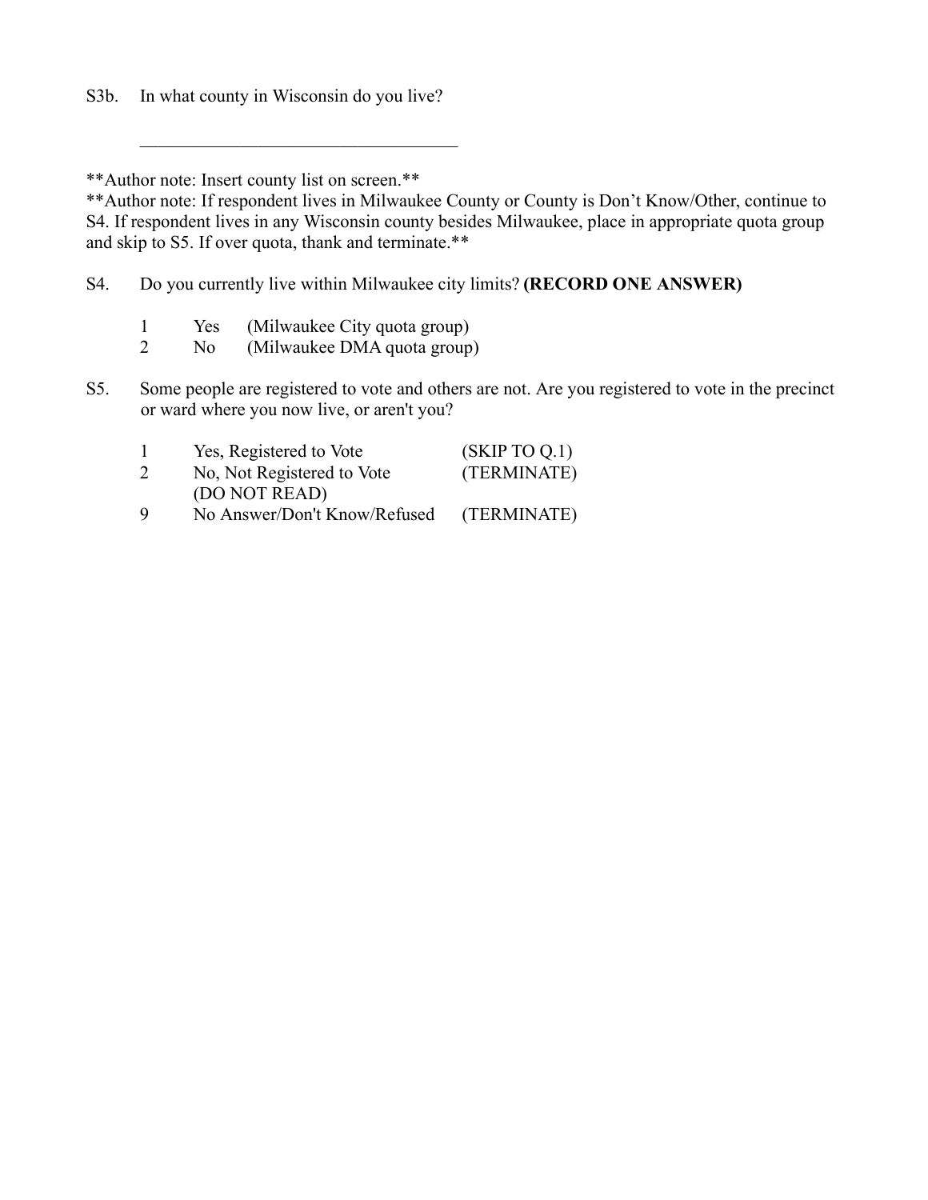S3b. In what county in Wisconsin do you live?

____________________________________

**Author note: Insert county list on screen.**

**Author note: If respondent lives in Milwaukee County or County is Don't Know/Other, continue to S4. If respondent lives in any Wisconsin county besides Milwaukee, place in appropriate quota group and skip to S5. If over quota, thank and terminate.**

S4. Do you currently live within Milwaukee city limits? **(RECORD ONE ANSWER)**

| | | |
|---|---|---|
| 1 | Yes | (Milwaukee City quota group) |
| 2 | No | (Milwaukee DMA quota group) |

S5. Some people are registered to vote and others are not. Are you registered to vote in the precinct or ward where you now live, or aren't you?

| | | |
|---|---|---|
| 1 | Yes, Registered to Vote | (SKIP TO Q.1) |
| 2 | No, Not Registered to Vote | (TERMINATE) |
| | (DO NOT READ) | |
| 9 | No Answer/Don't Know/Refused | (TERMINATE) |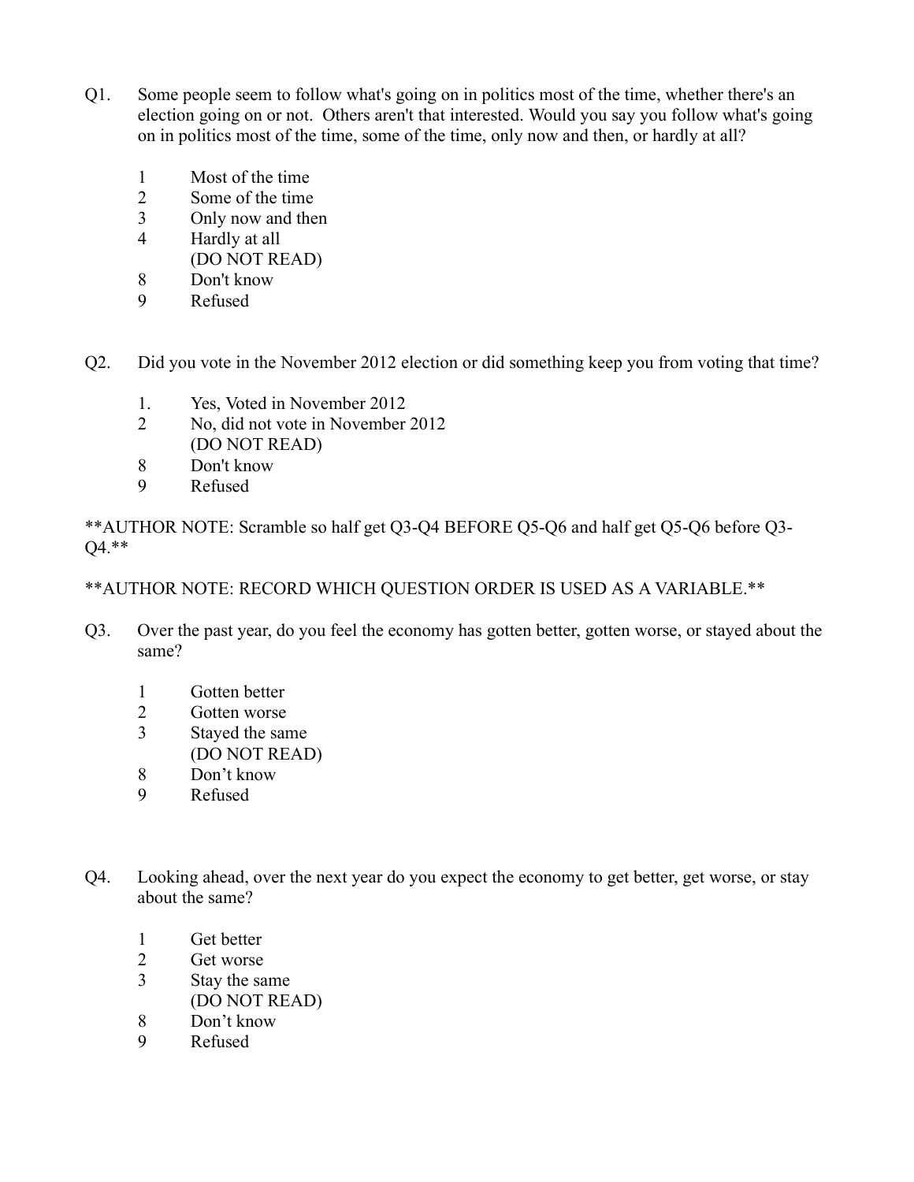Q1. Some people seem to follow what's going on in politics most of the time, whether there's an election going on or not. Others aren't that interested. Would you say you follow what's going on in politics most of the time, some of the time, only now and then, or hardly at all?

1 Most of the time
2 Some of the time
3 Only now and then
4 Hardly at all
(DO NOT READ)
8 Don't know
9 Refused

Q2. Did you vote in the November 2012 election or did something keep you from voting that time?

1. Yes, Voted in November 2012
2 No, did not vote in November 2012
(DO NOT READ)
8 Don't know
9 Refused

**AUTHOR NOTE: Scramble so half get Q3-Q4 BEFORE Q5-Q6 and half get Q5-Q6 before Q3-Q4.**

**AUTHOR NOTE: RECORD WHICH QUESTION ORDER IS USED AS A VARIABLE.**

Q3. Over the past year, do you feel the economy has gotten better, gotten worse, or stayed about the same?

1 Gotten better
2 Gotten worse
3 Stayed the same
(DO NOT READ)
8 Don't know
9 Refused

Q4. Looking ahead, over the next year do you expect the economy to get better, get worse, or stay about the same?

1 Get better
2 Get worse
3 Stay the same
(DO NOT READ)
8 Don't know
9 Refused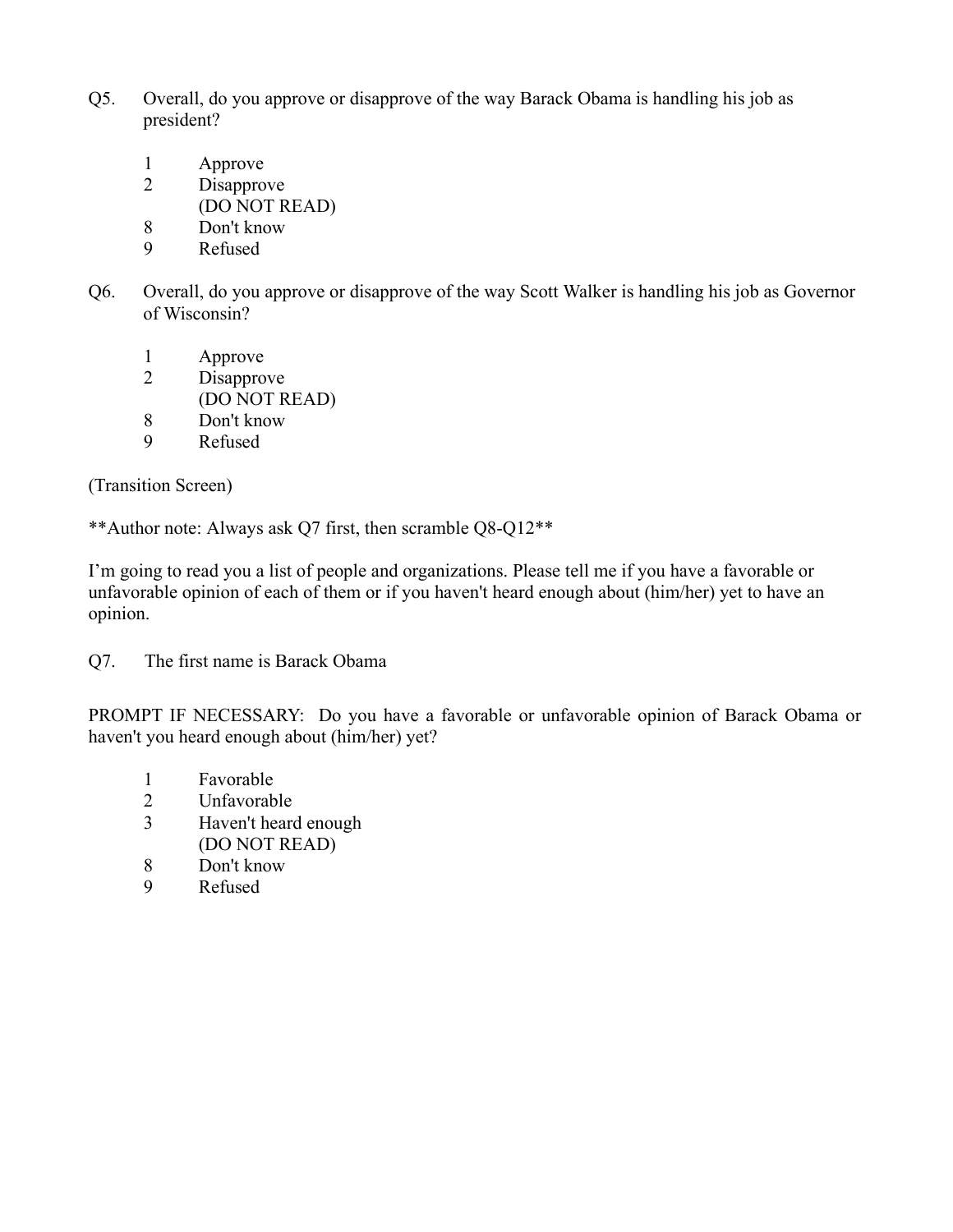Q5. Overall, do you approve or disapprove of the way Barack Obama is handling his job as president?

1 Approve
2 Disapprove
(DO NOT READ)
8 Don't know
9 Refused

Q6. Overall, do you approve or disapprove of the way Scott Walker is handling his job as Governor of Wisconsin?

1 Approve
2 Disapprove
(DO NOT READ)
8 Don't know
9 Refused

(Transition Screen)

**Author note: Always ask Q7 first, then scramble Q8-Q12**

I'm going to read you a list of people and organizations. Please tell me if you have a favorable or unfavorable opinion of each of them or if you haven't heard enough about (him/her) yet to have an opinion.

Q7. The first name is Barack Obama

PROMPT IF NECESSARY: Do you have a favorable or unfavorable opinion of Barack Obama or haven't you heard enough about (him/her) yet?

1 Favorable
2 Unfavorable
3 Haven't heard enough
(DO NOT READ)
8 Don't know
9 Refused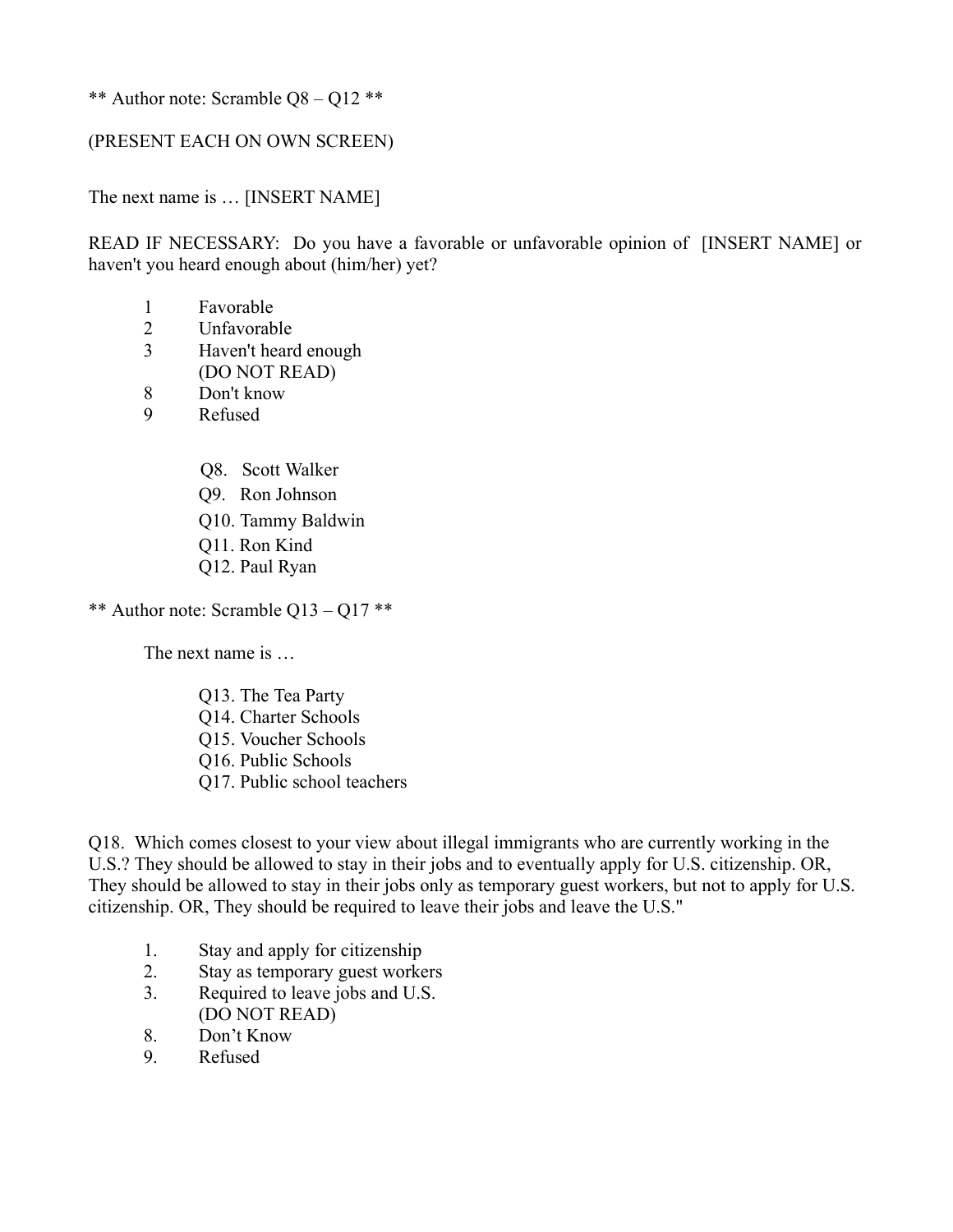** Author note: Scramble Q8 – Q12 **

(PRESENT EACH ON OWN SCREEN)

The next name is … [INSERT NAME]

READ IF NECESSARY: Do you have a favorable or unfavorable opinion of [INSERT NAME] or haven't you heard enough about (him/her) yet?

1 Favorable
2 Unfavorable
3 Haven't heard enough
(DO NOT READ)
8 Don't know
9 Refused

Q8. Scott Walker
Q9. Ron Johnson
Q10. Tammy Baldwin
Q11. Ron Kind
Q12. Paul Ryan

** Author note: Scramble Q13 – Q17 **

The next name is …

Q13. The Tea Party
Q14. Charter Schools
Q15. Voucher Schools
Q16. Public Schools
Q17. Public school teachers

Q18. Which comes closest to your view about illegal immigrants who are currently working in the U.S.? They should be allowed to stay in their jobs and to eventually apply for U.S. citizenship. OR, They should be allowed to stay in their jobs only as temporary guest workers, but not to apply for U.S. citizenship. OR, They should be required to leave their jobs and leave the U.S."

1. Stay and apply for citizenship
2. Stay as temporary guest workers
3. Required to leave jobs and U.S.
(DO NOT READ)
8. Don't Know
9. Refused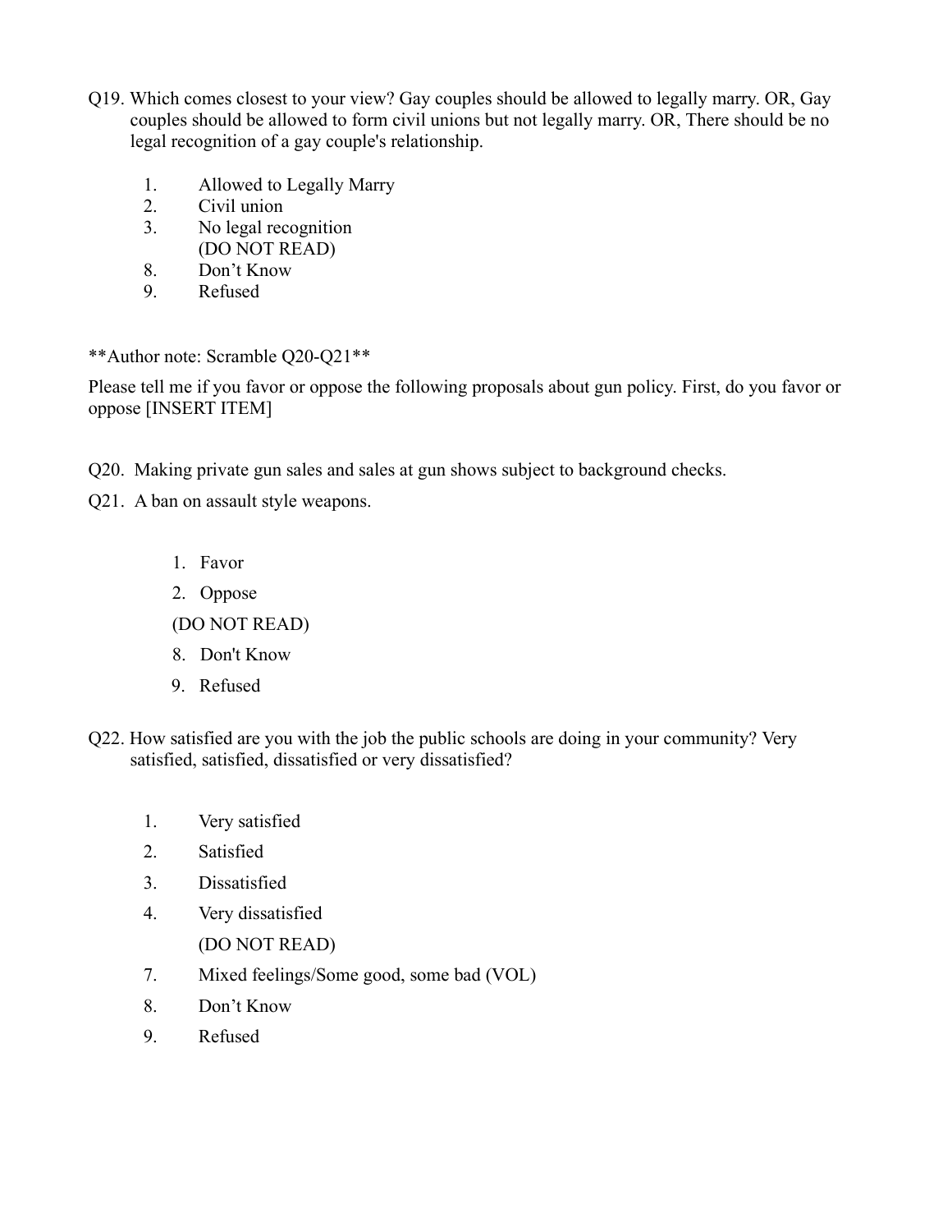Q19. Which comes closest to your view? Gay couples should be allowed to legally marry. OR, Gay couples should be allowed to form civil unions but not legally marry. OR, There should be no legal recognition of a gay couple's relationship.

1. Allowed to Legally Marry
2. Civil union
3. No legal recognition

(DO NOT READ)

8. Don't Know
9. Refused

**Author note: Scramble Q20-Q21**

Please tell me if you favor or oppose the following proposals about gun policy. First, do you favor or oppose [INSERT ITEM]

Q20. Making private gun sales and sales at gun shows subject to background checks.

Q21. A ban on assault style weapons.

1. Favor
2. Oppose

(DO NOT READ)

8. Don't Know
9. Refused

Q22. How satisfied are you with the job the public schools are doing in your community? Very satisfied, satisfied, dissatisfied or very dissatisfied?

1. Very satisfied
2. Satisfied
3. Dissatisfied
4. Very dissatisfied

(DO NOT READ)

7. Mixed feelings/Some good, some bad (VOL)
8. Don't Know
9. Refused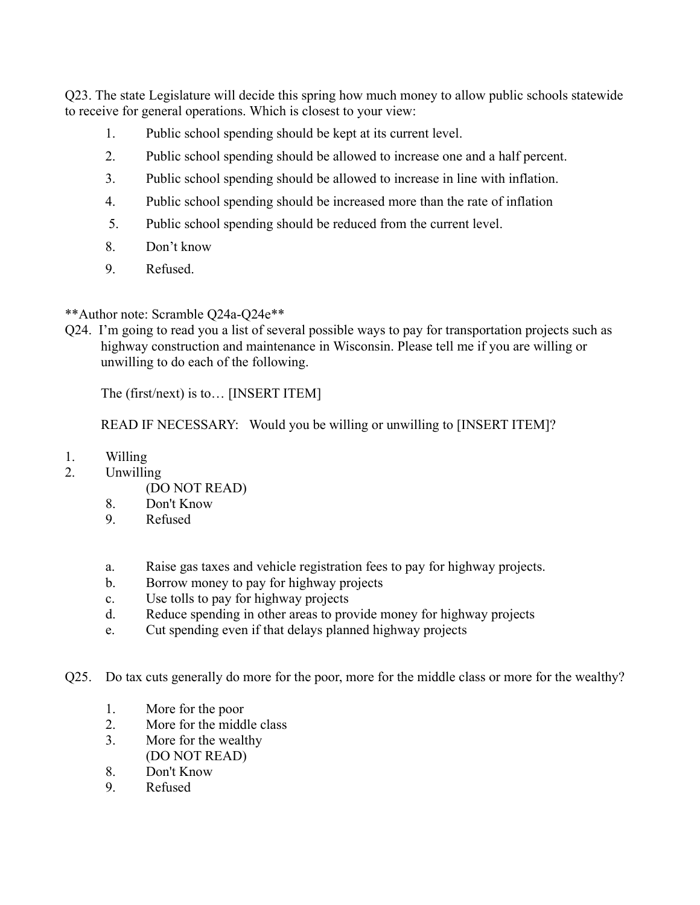Q23. The state Legislature will decide this spring how much money to allow public schools statewide to receive for general operations. Which is closest to your view:

1. Public school spending should be kept at its current level.
2. Public school spending should be allowed to increase one and a half percent.
3. Public school spending should be allowed to increase in line with inflation.
4. Public school spending should be increased more than the rate of inflation
5. Public school spending should be reduced from the current level.
8. Don't know
9. Refused.

**Author note: Scramble Q24a-Q24e**

Q24. I'm going to read you a list of several possible ways to pay for transportation projects such as highway construction and maintenance in Wisconsin. Please tell me if you are willing or unwilling to do each of the following.

The (first/next) is to… [INSERT ITEM]

READ IF NECESSARY: Would you be willing or unwilling to [INSERT ITEM]?

1. Willing
2. Unwilling

(DO NOT READ)

8. Don't Know
9. Refused

a. Raise gas taxes and vehicle registration fees to pay for highway projects.
b. Borrow money to pay for highway projects
c. Use tolls to pay for highway projects
d. Reduce spending in other areas to provide money for highway projects
e. Cut spending even if that delays planned highway projects

Q25. Do tax cuts generally do more for the poor, more for the middle class or more for the wealthy?

1. More for the poor
2. More for the middle class
3. More for the wealthy

(DO NOT READ)

8. Don't Know
9. Refused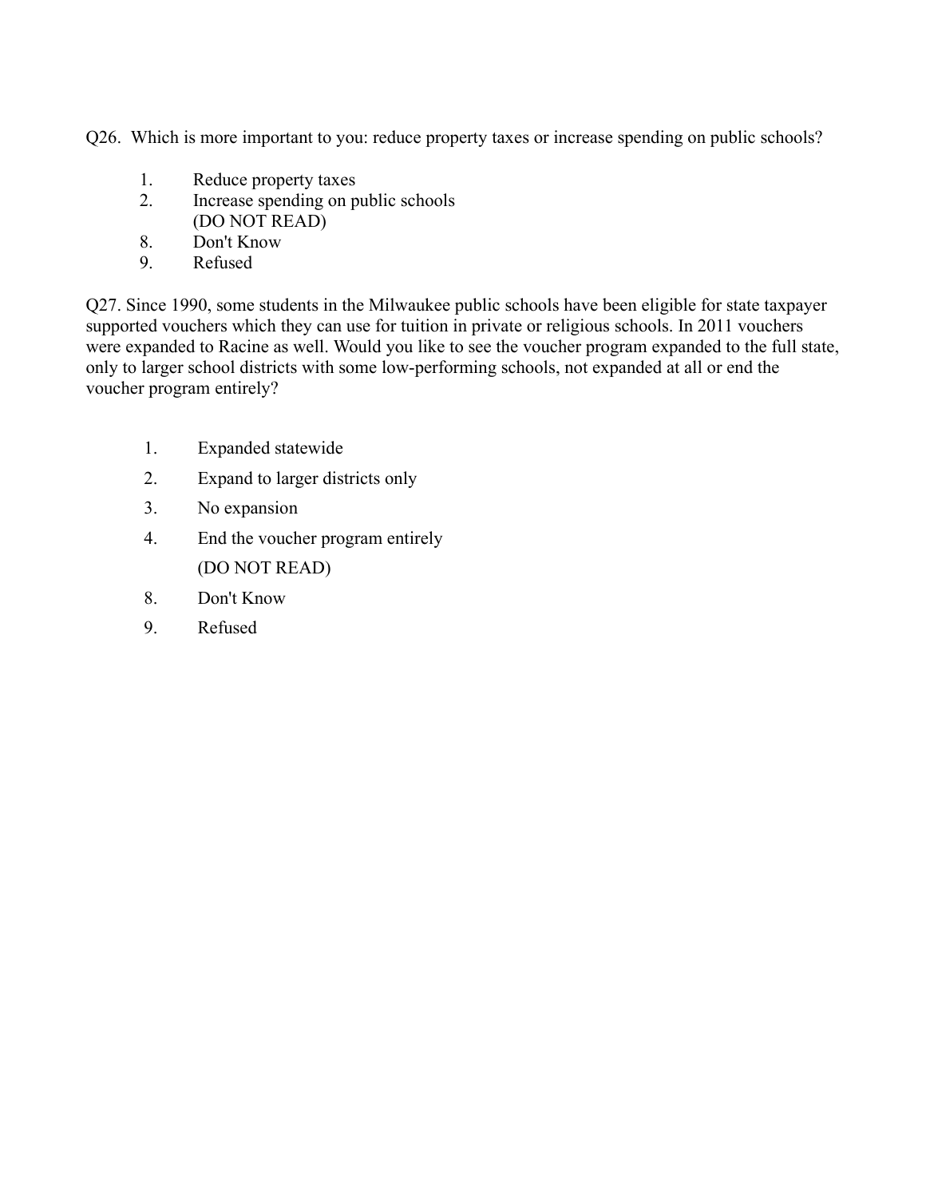Q26. Which is more important to you: reduce property taxes or increase spending on public schools?

1. Reduce property taxes
2. Increase spending on public schools
   (DO NOT READ)
8. Don't Know
9. Refused

Q27. Since 1990, some students in the Milwaukee public schools have been eligible for state taxpayer supported vouchers which they can use for tuition in private or religious schools. In 2011 vouchers were expanded to Racine as well. Would you like to see the voucher program expanded to the full state, only to larger school districts with some low-performing schools, not expanded at all or end the voucher program entirely?

1. Expanded statewide
2. Expand to larger districts only
3. No expansion
4. End the voucher program entirely
   (DO NOT READ)
8. Don't Know
9. Refused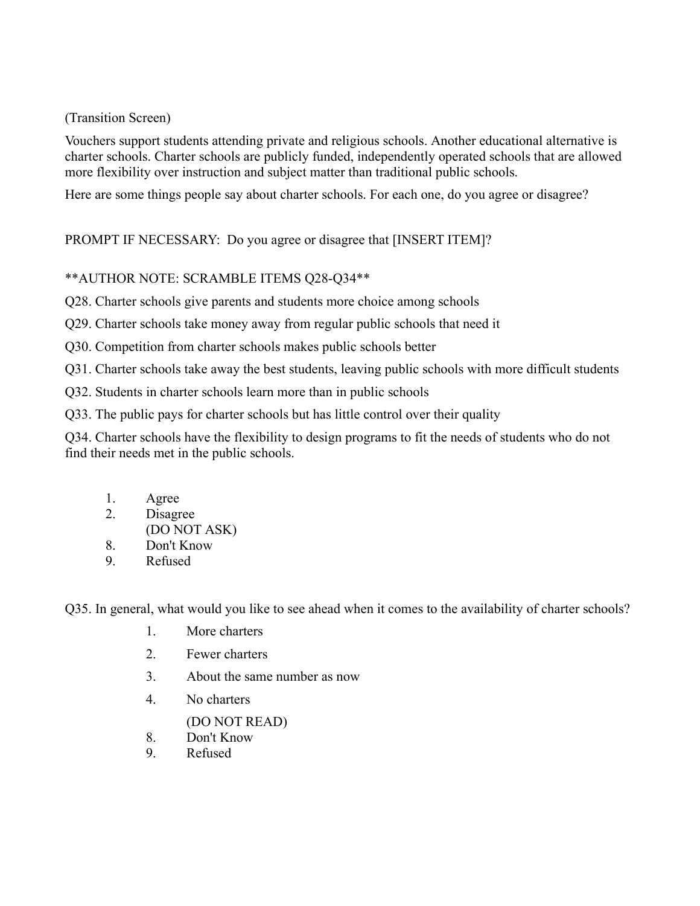(Transition Screen)

Vouchers support students attending private and religious schools. Another educational alternative is charter schools. Charter schools are publicly funded, independently operated schools that are allowed more flexibility over instruction and subject matter than traditional public schools.

Here are some things people say about charter schools. For each one, do you agree or disagree?

PROMPT IF NECESSARY: Do you agree or disagree that [INSERT ITEM]?

**AUTHOR NOTE: SCRAMBLE ITEMS Q28-Q34**

Q28. Charter schools give parents and students more choice among schools

Q29. Charter schools take money away from regular public schools that need it

Q30. Competition from charter schools makes public schools better

Q31. Charter schools take away the best students, leaving public schools with more difficult students

Q32. Students in charter schools learn more than in public schools

Q33. The public pays for charter schools but has little control over their quality

Q34. Charter schools have the flexibility to design programs to fit the needs of students who do not find their needs met in the public schools.

1. Agree
2. Disagree
   (DO NOT ASK)
8. Don't Know
9. Refused

Q35. In general, what would you like to see ahead when it comes to the availability of charter schools?

1. More charters
2. Fewer charters
3. About the same number as now
4. No charters
   (DO NOT READ)
8. Don't Know
9. Refused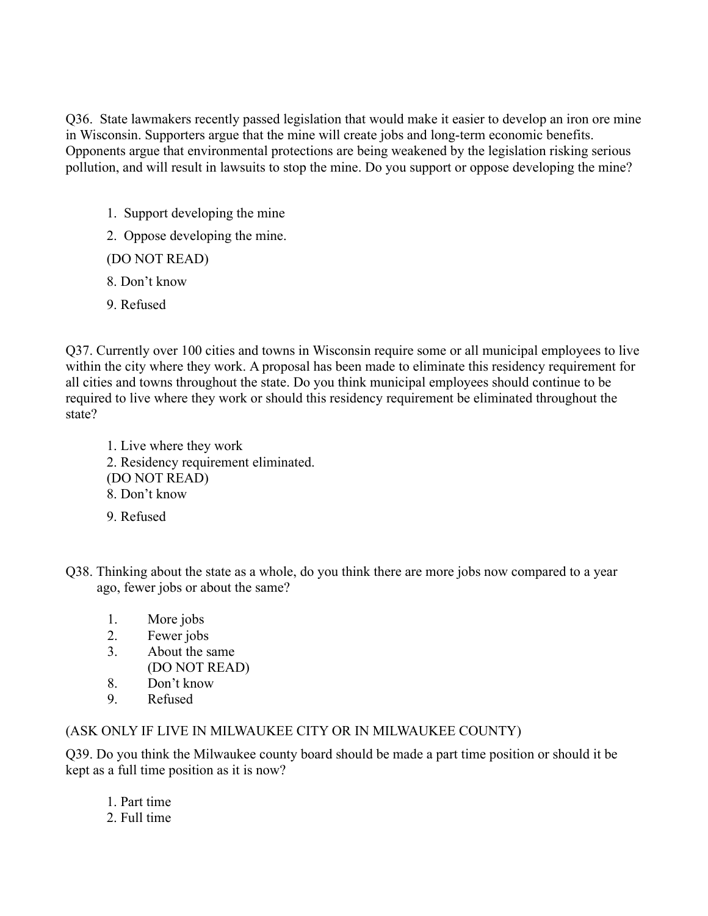Q36. State lawmakers recently passed legislation that would make it easier to develop an iron ore mine in Wisconsin. Supporters argue that the mine will create jobs and long-term economic benefits. Opponents argue that environmental protections are being weakened by the legislation risking serious pollution, and will result in lawsuits to stop the mine. Do you support or oppose developing the mine?

1. Support developing the mine
2. Oppose developing the mine.

(DO NOT READ)

8. Don't know
9. Refused

Q37. Currently over 100 cities and towns in Wisconsin require some or all municipal employees to live within the city where they work. A proposal has been made to eliminate this residency requirement for all cities and towns throughout the state. Do you think municipal employees should continue to be required to live where they work or should this residency requirement be eliminated throughout the state?

1. Live where they work
2. Residency requirement eliminated.

(DO NOT READ)

8. Don't know
9. Refused

Q38. Thinking about the state as a whole, do you think there are more jobs now compared to a year ago, fewer jobs or about the same?

1. More jobs
2. Fewer jobs
3. About the same

(DO NOT READ)

8. Don't know
9. Refused

(ASK ONLY IF LIVE IN MILWAUKEE CITY OR IN MILWAUKEE COUNTY)

Q39. Do you think the Milwaukee county board should be made a part time position or should it be kept as a full time position as it is now?

1. Part time
2. Full time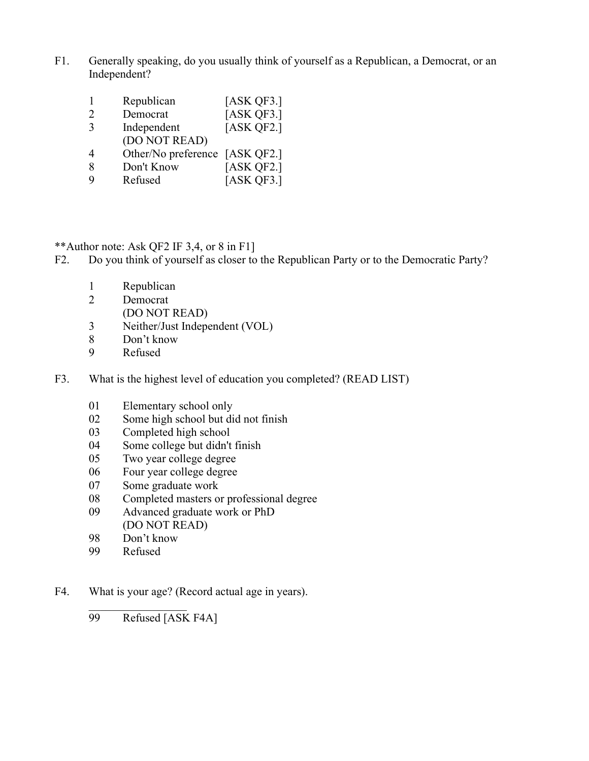F1. Generally speaking, do you usually think of yourself as a Republican, a Democrat, or an Independent?

| | | |
|---|---|---|
| 1 | Republican | [ASK QF3.] |
| 2 | Democrat | [ASK QF3.] |
| 3 | Independent | [ASK QF2.] |
| | (DO NOT READ) | |
| 4 | Other/No preference | [ASK QF2.] |
| 8 | Don't Know | [ASK QF2.] |
| 9 | Refused | [ASK QF3.] |

**Author note: Ask QF2 IF 3,4, or 8 in F1]

F2. Do you think of yourself as closer to the Republican Party or to the Democratic Party?

1 Republican
2 Democrat
(DO NOT READ)
3 Neither/Just Independent (VOL)
8 Don't know
9 Refused

F3. What is the highest level of education you completed? (READ LIST)

01 Elementary school only
02 Some high school but did not finish
03 Completed high school
04 Some college but didn't finish
05 Two year college degree
06 Four year college degree
07 Some graduate work
08 Completed masters or professional degree
09 Advanced graduate work or PhD
(DO NOT READ)
98 Don't know
99 Refused

F4. What is your age? (Record actual age in years).

_________________

99 Refused [ASK F4A]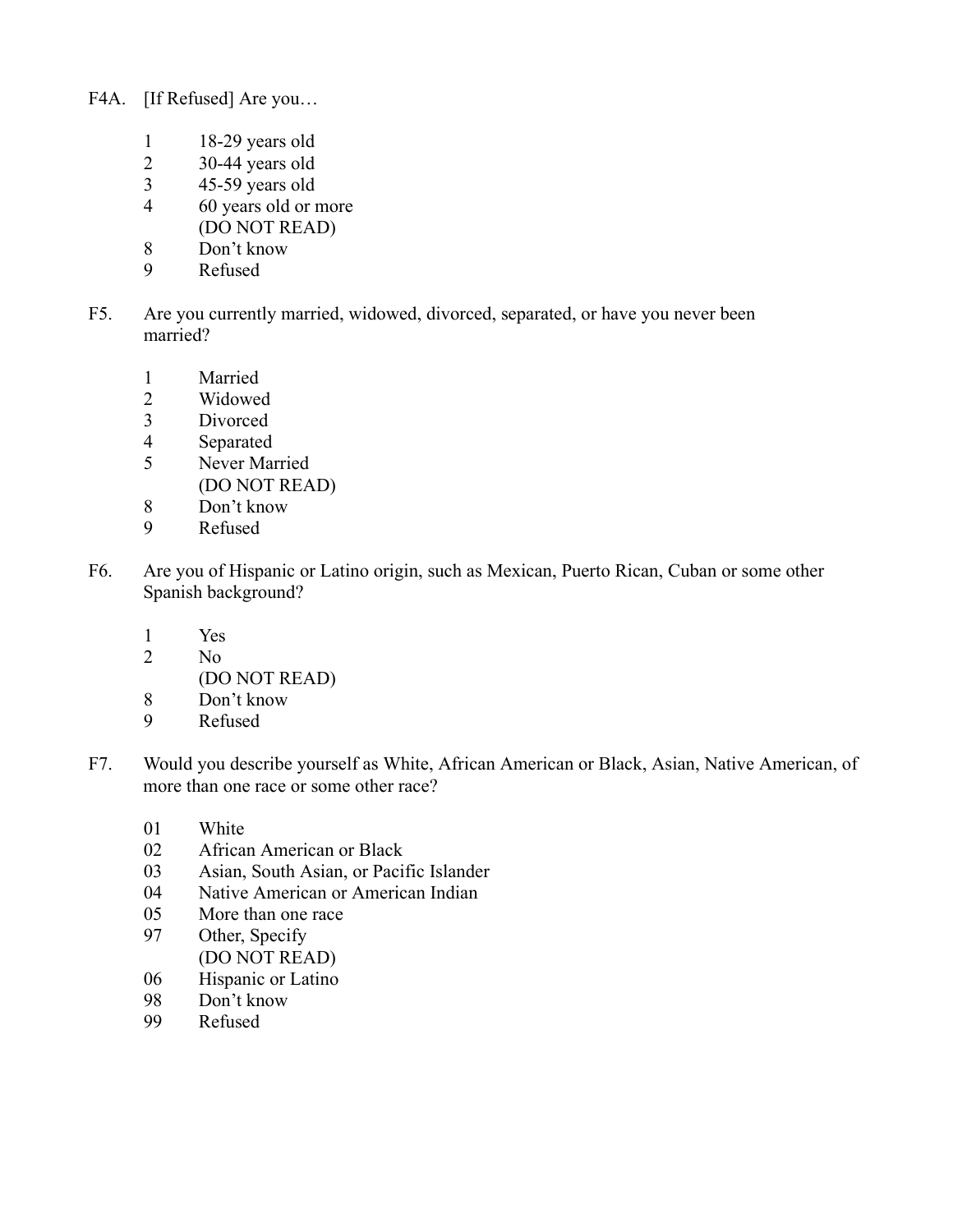F4A. [If Refused] Are you…

1 18-29 years old
2 30-44 years old
3 45-59 years old
4 60 years old or more
(DO NOT READ)
8 Don't know
9 Refused

F5. Are you currently married, widowed, divorced, separated, or have you never been married?

1 Married
2 Widowed
3 Divorced
4 Separated
5 Never Married
(DO NOT READ)
8 Don't know
9 Refused

F6. Are you of Hispanic or Latino origin, such as Mexican, Puerto Rican, Cuban or some other Spanish background?

1 Yes
2 No
(DO NOT READ)
8 Don't know
9 Refused

F7. Would you describe yourself as White, African American or Black, Asian, Native American, of more than one race or some other race?

01 White
02 African American or Black
03 Asian, South Asian, or Pacific Islander
04 Native American or American Indian
05 More than one race
97 Other, Specify
(DO NOT READ)
06 Hispanic or Latino
98 Don't know
99 Refused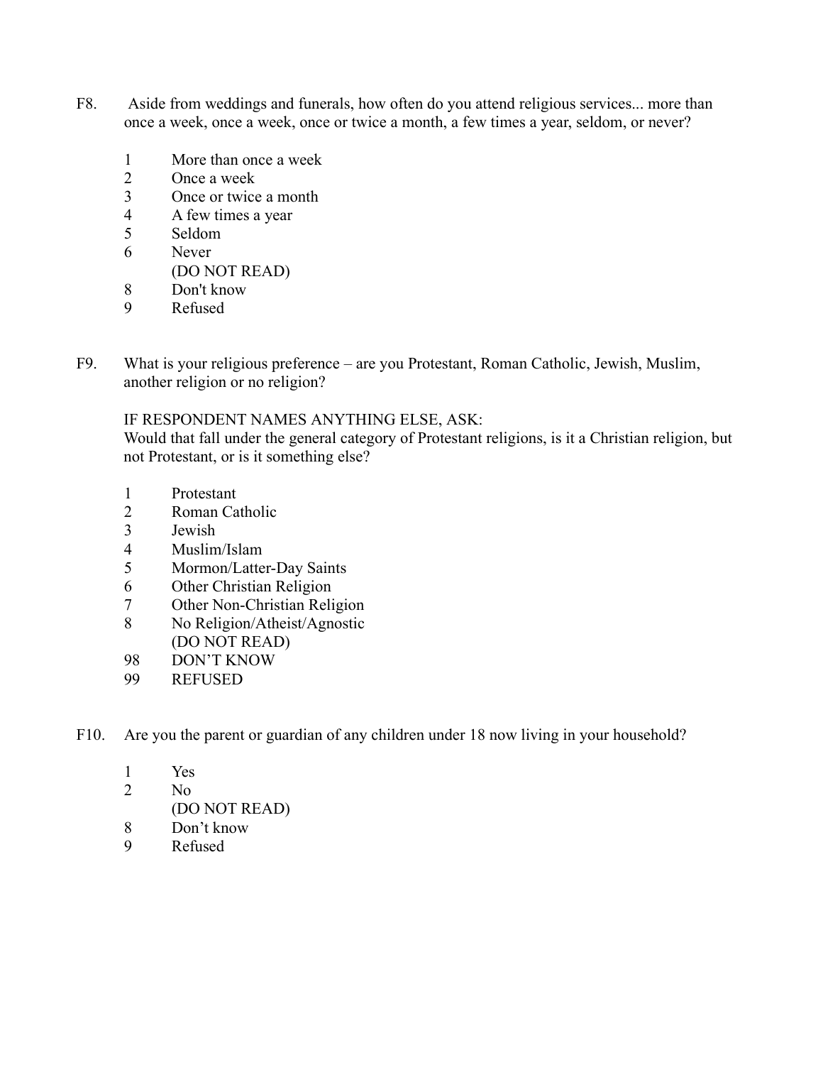F8. Aside from weddings and funerals, how often do you attend religious services... more than once a week, once a week, once or twice a month, a few times a year, seldom, or never?

1 More than once a week
2 Once a week
3 Once or twice a month
4 A few times a year
5 Seldom
6 Never
(DO NOT READ)
8 Don't know
9 Refused

F9. What is your religious preference – are you Protestant, Roman Catholic, Jewish, Muslim, another religion or no religion?

IF RESPONDENT NAMES ANYTHING ELSE, ASK:
Would that fall under the general category of Protestant religions, is it a Christian religion, but not Protestant, or is it something else?

1 Protestant
2 Roman Catholic
3 Jewish
4 Muslim/Islam
5 Mormon/Latter-Day Saints
6 Other Christian Religion
7 Other Non-Christian Religion
8 No Religion/Atheist/Agnostic
(DO NOT READ)
98 DON'T KNOW
99 REFUSED

F10. Are you the parent or guardian of any children under 18 now living in your household?

1 Yes
2 No
(DO NOT READ)
8 Don't know
9 Refused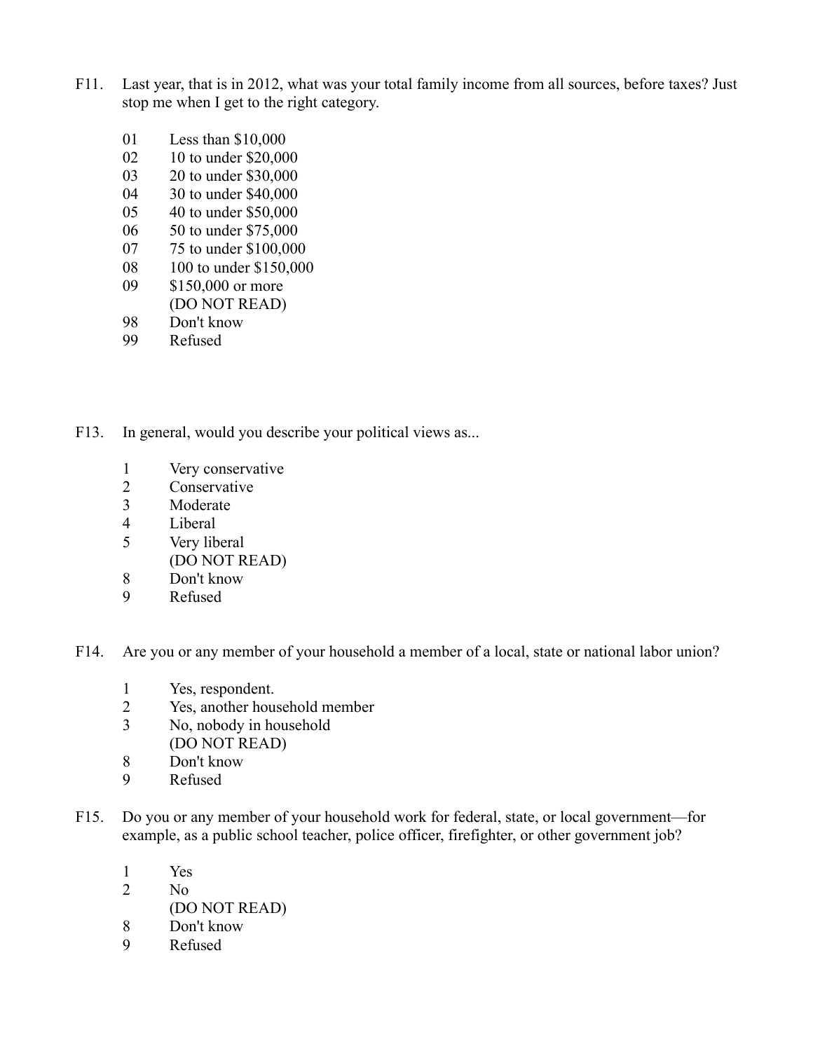F11. Last year, that is in 2012, what was your total family income from all sources, before taxes? Just stop me when I get to the right category.

01 Less than $10,000
02 10 to under $20,000
03 20 to under $30,000
04 30 to under $40,000
05 40 to under $50,000
06 50 to under $75,000
07 75 to under $100,000
08 100 to under $150,000
09 $150,000 or more
(DO NOT READ)
98 Don't know
99 Refused

F13. In general, would you describe your political views as...

1 Very conservative
2 Conservative
3 Moderate
4 Liberal
5 Very liberal
(DO NOT READ)
8 Don't know
9 Refused

F14. Are you or any member of your household a member of a local, state or national labor union?

1 Yes, respondent.
2 Yes, another household member
3 No, nobody in household
(DO NOT READ)
8 Don't know
9 Refused

F15. Do you or any member of your household work for federal, state, or local government—for example, as a public school teacher, police officer, firefighter, or other government job?

1 Yes
2 No
(DO NOT READ)
8 Don't know
9 Refused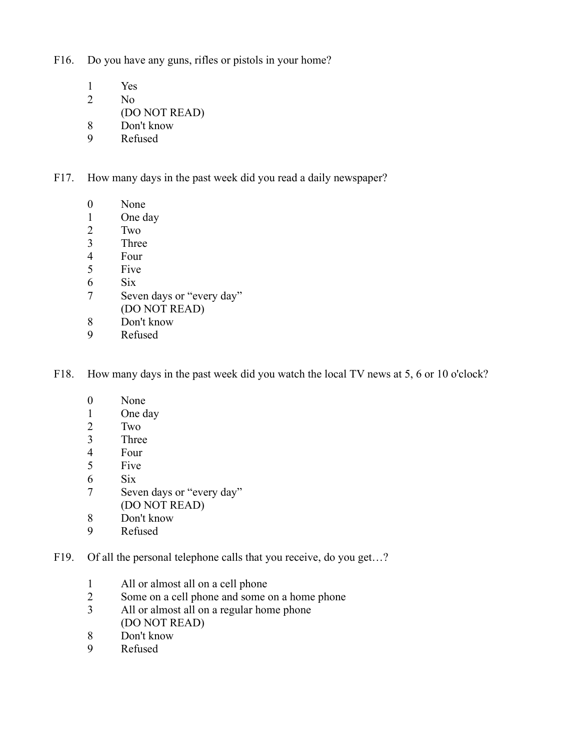F16. Do you have any guns, rifles or pistols in your home?

1 Yes
2 No
(DO NOT READ)
8 Don't know
9 Refused

F17. How many days in the past week did you read a daily newspaper?

0 None
1 One day
2 Two
3 Three
4 Four
5 Five
6 Six
7 Seven days or "every day"
(DO NOT READ)
8 Don't know
9 Refused

F18. How many days in the past week did you watch the local TV news at 5, 6 or 10 o'clock?

0 None
1 One day
2 Two
3 Three
4 Four
5 Five
6 Six
7 Seven days or "every day"
(DO NOT READ)
8 Don't know
9 Refused

F19. Of all the personal telephone calls that you receive, do you get…?

1 All or almost all on a cell phone
2 Some on a cell phone and some on a home phone
3 All or almost all on a regular home phone
(DO NOT READ)
8 Don't know
9 Refused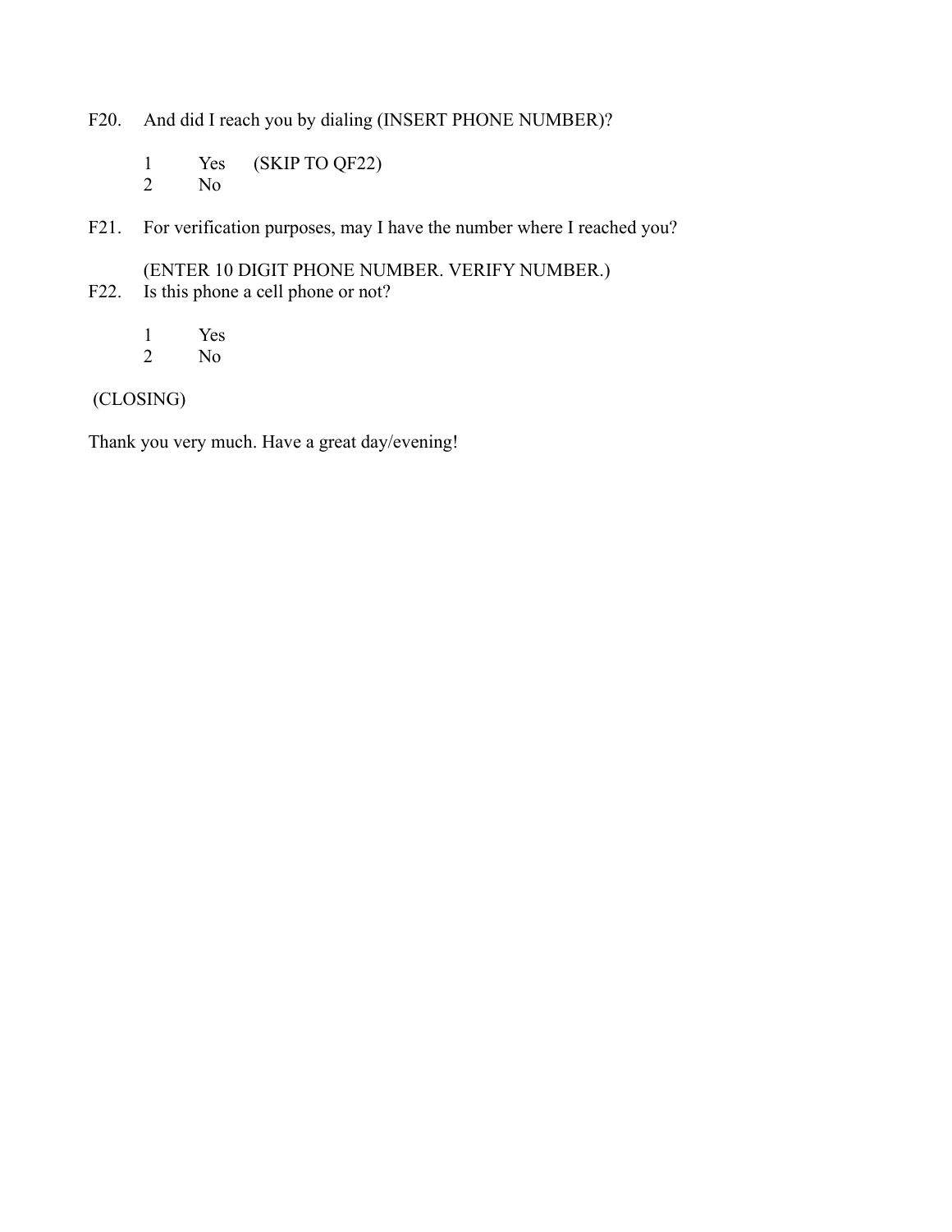F20. And did I reach you by dialing (INSERT PHONE NUMBER)?

1 Yes (SKIP TO QF22)
2 No

F21. For verification purposes, may I have the number where I reached you?

(ENTER 10 DIGIT PHONE NUMBER. VERIFY NUMBER.)

F22. Is this phone a cell phone or not?

1 Yes
2 No

(CLOSING)

Thank you very much. Have a great day/evening!